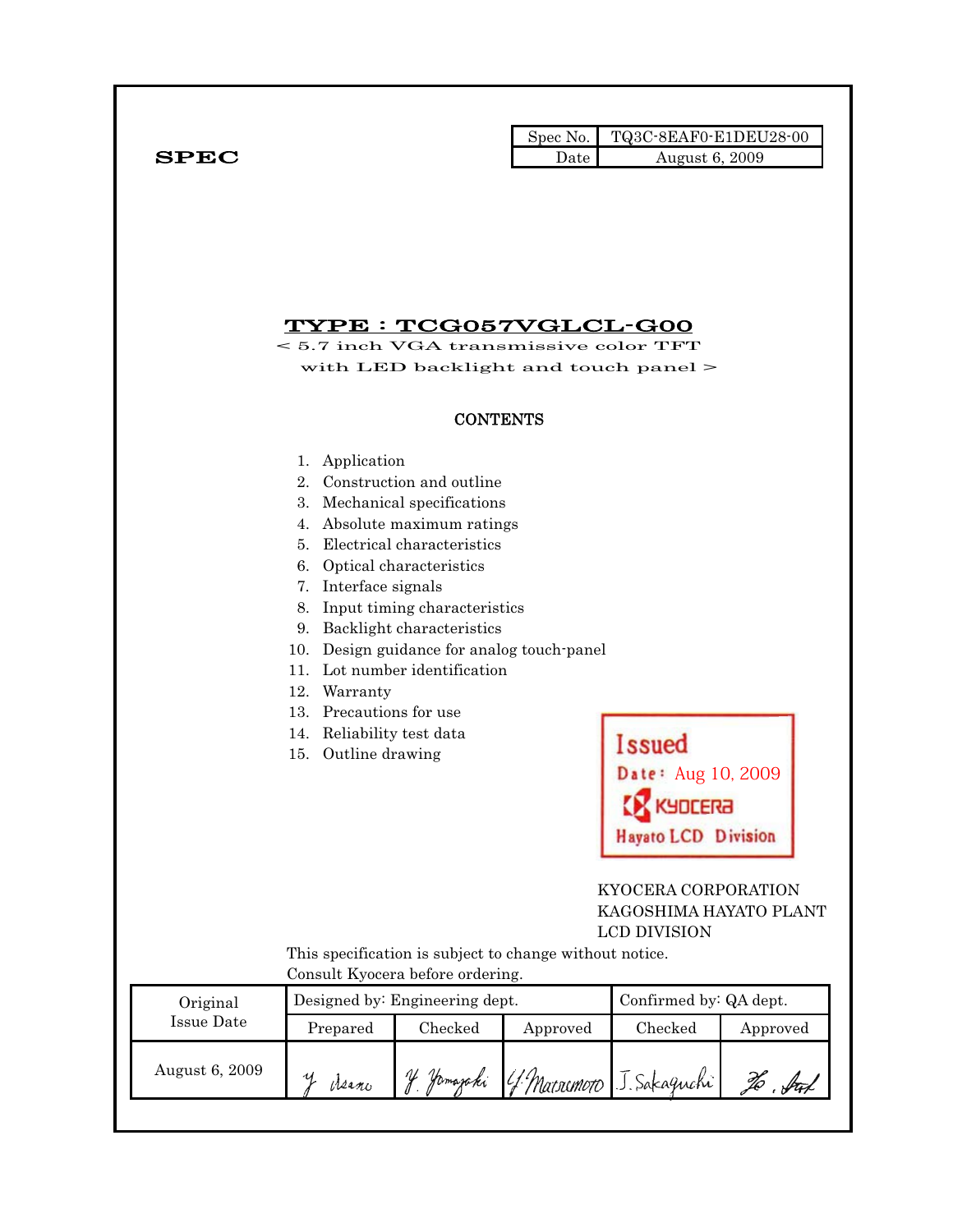**SPEC**

| Spec No. | TQ3C-8EAF0-E1DEU28-00 |
|---|---|
| Date | August 6, 2009 |

# TYPE : TCG057VGLCL-G00

< 5.7 inch VGA transmissive color TFT
with LED backlight and touch panel >

## CONTENTS

1. Application
2. Construction and outline
3. Mechanical specifications
4. Absolute maximum ratings
5. Electrical characteristics
6. Optical characteristics
7. Interface signals
8. Input timing characteristics
9. Backlight characteristics
10. Design guidance for analog touch-panel
11. Lot number identification
12. Warranty
13. Precautions for use
14. Reliability test data
15. Outline drawing

Issued
Date: Aug 10, 2009
KYOCERA
Hayato LCD Division

KYOCERA CORPORATION
KAGOSHIMA HAYATO PLANT
LCD DIVISION

This specification is subject to change without notice.
Consult Kyocera before ordering.

| Original Issue Date | Designed by: Engineering dept. | | | Confirmed by: QA dept. | |
|---|---|---|---|---|---|
| | Prepared | Checked | Approved | Checked | Approved |
| August 6, 2009 | Y. Asano | Y. Yamazaki | Y. Matsumoto | J. Sakaguchi | Ho. Sat |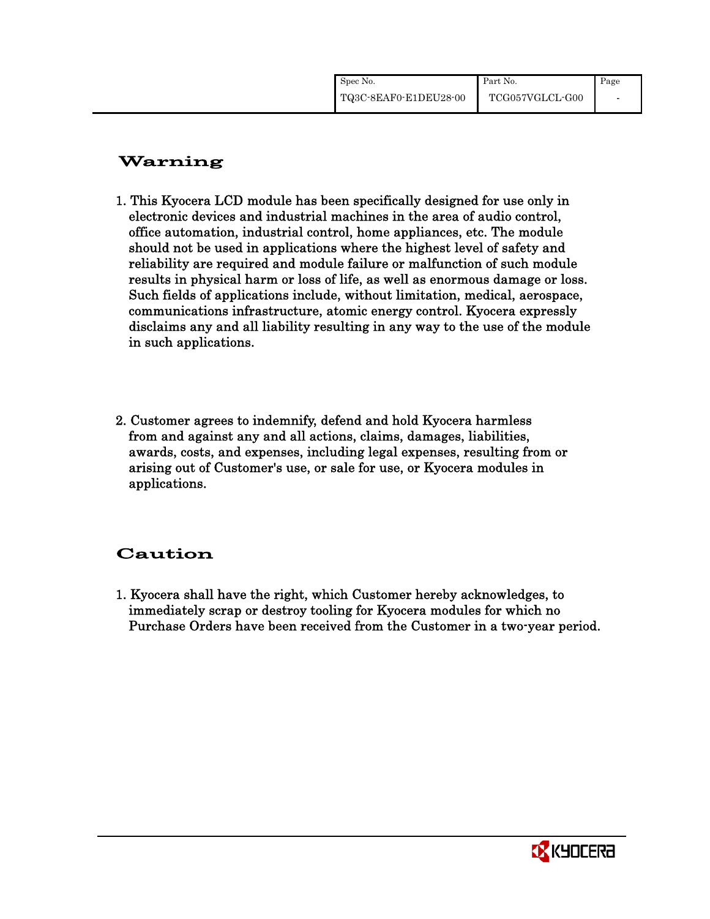# Warning

1. This Kyocera LCD module has been specifically designed for use only in electronic devices and industrial machines in the area of audio control, office automation, industrial control, home appliances, etc. The module should not be used in applications where the highest level of safety and reliability are required and module failure or malfunction of such module results in physical harm or loss of life, as well as enormous damage or loss. Such fields of applications include, without limitation, medical, aerospace, communications infrastructure, atomic energy control. Kyocera expressly disclaims any and all liability resulting in any way to the use of the module in such applications.

2. Customer agrees to indemnify, defend and hold Kyocera harmless from and against any and all actions, claims, damages, liabilities, awards, costs, and expenses, including legal expenses, resulting from or arising out of Customer's use, or sale for use, or Kyocera modules in applications.

# Caution

1. Kyocera shall have the right, which Customer hereby acknowledges, to immediately scrap or destroy tooling for Kyocera modules for which no Purchase Orders have been received from the Customer in a two-year period.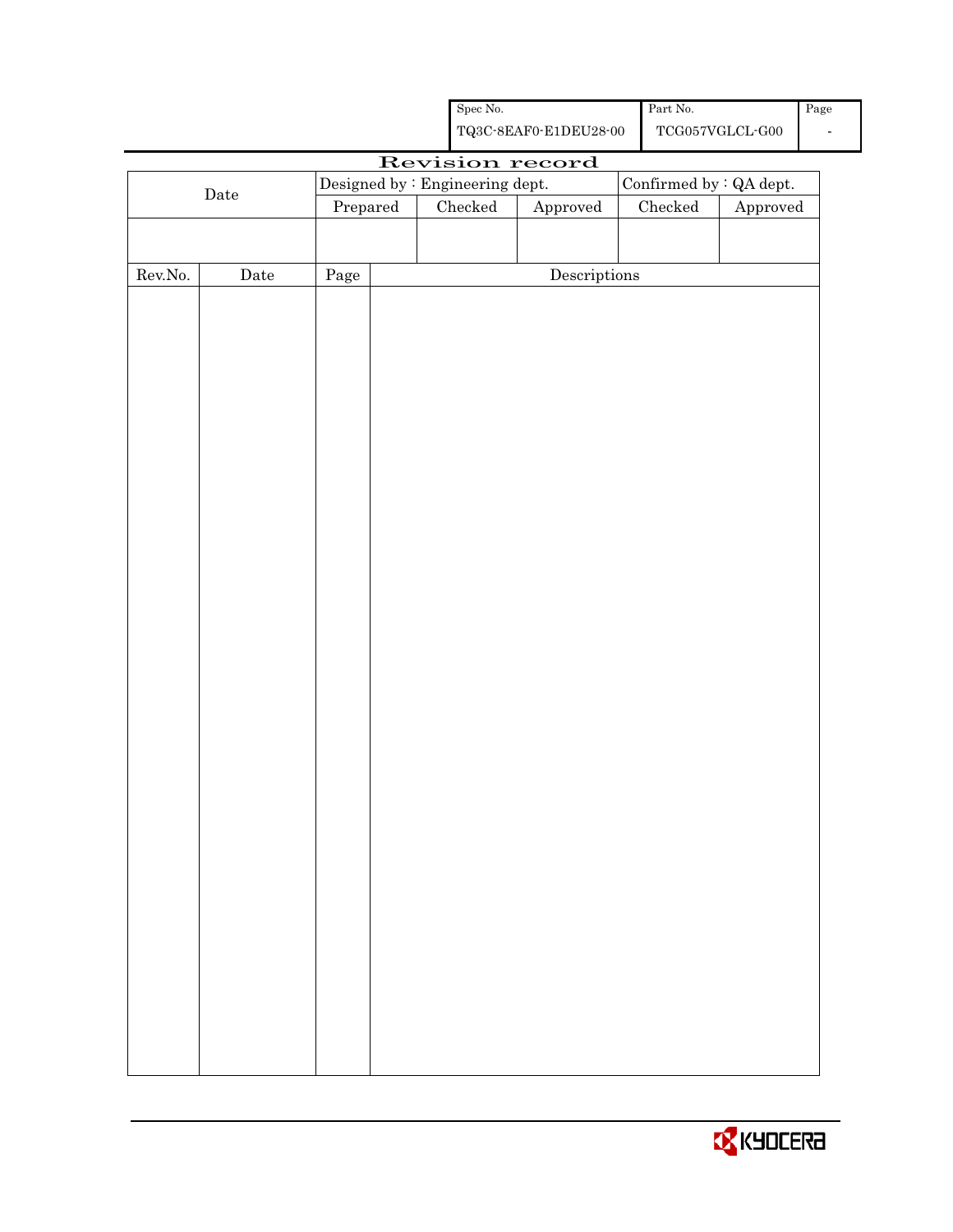| Spec No. | Part No. | Page |
|---|---|---|
| TQ3C-8EAF0-E1DEU28-00 | TCG057VGLCL-G00 | - |

# Revision record

| Date | Designed by : Engineering dept. | | | Confirmed by : QA dept. | |
|---|---|---|---|---|---|
| | Prepared | Checked | Approved | Checked | Approved |
| | | | | | |

| Rev.No. | Date | Page | Descriptions |
|---|---|---|---|
| | | | |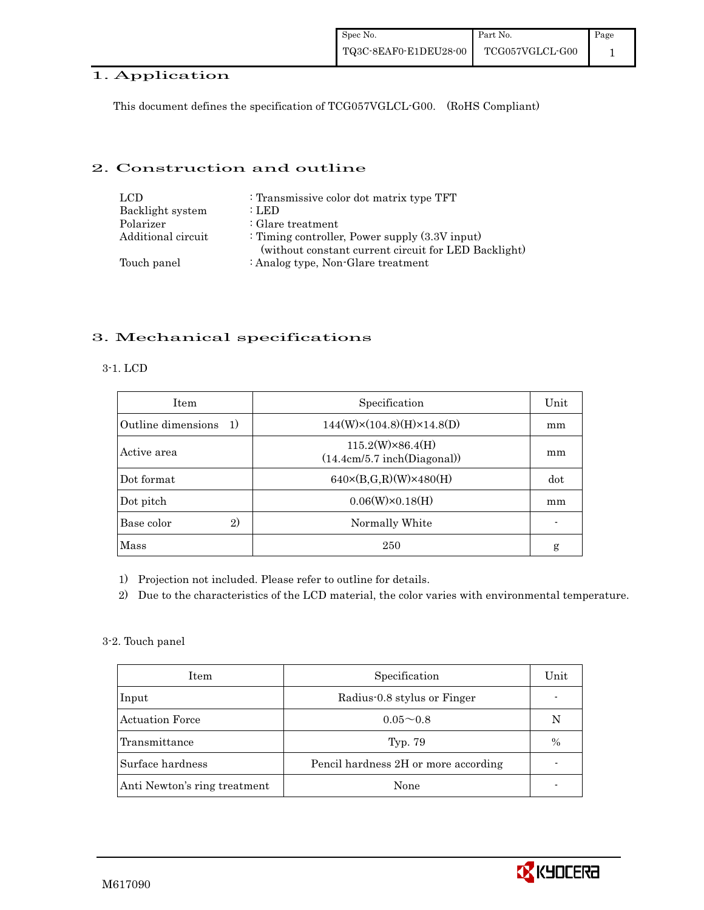## 1. Application

This document defines the specification of TCG057VGLCL-G00. (RoHS Compliant)

## 2. Construction and outline

| | |
|---|---|
| LCD | : Transmissive color dot matrix type TFT |
| Backlight system | : LED |
| Polarizer | : Glare treatment |
| Additional circuit | : Timing controller, Power supply (3.3V input) (without constant current circuit for LED Backlight) |
| Touch panel | : Analog type, Non-Glare treatment |

## 3. Mechanical specifications

### 3-1. LCD

| Item | Specification | Unit |
|---|---|---|
| Outline dimensions 1) | 144(W)×(104.8)(H)×14.8(D) | mm |
| Active area | 115.2(W)×86.4(H) (14.4cm/5.7 inch(Diagonal)) | mm |
| Dot format | 640×(B,G,R)(W)×480(H) | dot |
| Dot pitch | 0.06(W)×0.18(H) | mm |
| Base color 2) | Normally White | - |
| Mass | 250 | g |

1) Projection not included. Please refer to outline for details.
2) Due to the characteristics of the LCD material, the color varies with environmental temperature.

### 3-2. Touch panel

| Item | Specification | Unit |
|---|---|---|
| Input | Radius-0.8 stylus or Finger | - |
| Actuation Force | 0.05～0.8 | N |
| Transmittance | Typ. 79 | % |
| Surface hardness | Pencil hardness 2H or more according | - |
| Anti Newton's ring treatment | None | - |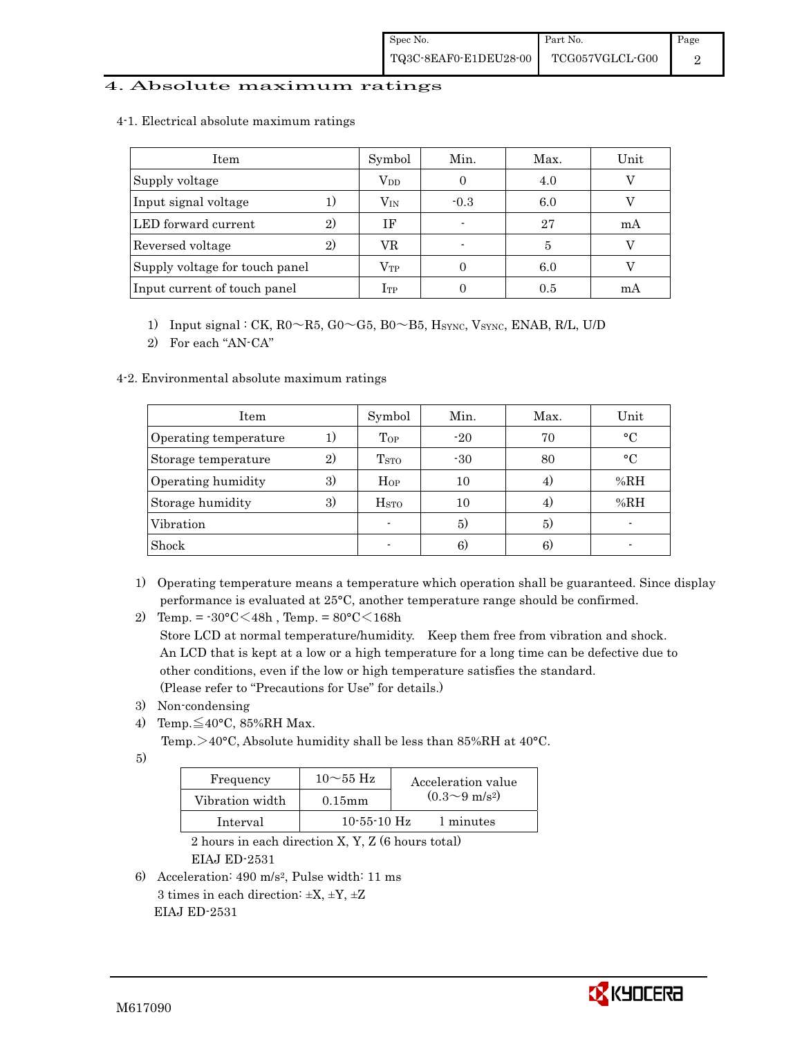# 4. Absolute maximum ratings

## 4-1. Electrical absolute maximum ratings

| Item | | Symbol | Min. | Max. | Unit |
|---|---|---|---|---|---|
| Supply voltage | | $V_{DD}$ | 0 | 4.0 | V |
| Input signal voltage | 1) | $V_{IN}$ | -0.3 | 6.0 | V |
| LED forward current | 2) | IF | - | 27 | mA |
| Reversed voltage | 2) | VR | - | 5 | V |
| Supply voltage for touch panel | | $V_{TP}$ | 0 | 6.0 | V |
| Input current of touch panel | | $I_{TP}$ | 0 | 0.5 | mA |

1) Input signal : CK, R0～R5, G0～G5, B0～B5, $H_{SYNC}$, $V_{SYNC}$, ENAB, R/L, U/D
2) For each "AN-CA"

## 4-2. Environmental absolute maximum ratings

| Item | | Symbol | Min. | Max. | Unit |
|---|---|---|---|---|---|
| Operating temperature | 1) | $T_{OP}$ | -20 | 70 | °C |
| Storage temperature | 2) | $T_{STO}$ | -30 | 80 | °C |
| Operating humidity | 3) | $H_{OP}$ | 10 | 4) | %RH |
| Storage humidity | 3) | $H_{STO}$ | 10 | 4) | %RH |
| Vibration | | - | 5) | 5) | - |
| Shock | | - | 6) | 6) | - |

1) Operating temperature means a temperature which operation shall be guaranteed. Since display performance is evaluated at 25°C, another temperature range should be confirmed.
2) Temp. = -30°C＜48h , Temp. = 80°C＜168h
   Store LCD at normal temperature/humidity. Keep them free from vibration and shock.
   An LCD that is kept at a low or a high temperature for a long time can be defective due to other conditions, even if the low or high temperature satisfies the standard.
   (Please refer to "Precautions for Use" for details.)
3) Non-condensing
4) Temp.≦40°C, 85%RH Max.
   Temp.＞40°C, Absolute humidity shall be less than 85%RH at 40°C.
5)

| Frequency | 10～55 Hz | Acceleration value (0.3～9 m/s²) |
|---|---|---|
| Vibration width | 0.15mm | |
| Interval | 10-55-10 Hz | 1 minutes |

   2 hours in each direction X, Y, Z (6 hours total)
   EIAJ ED-2531
6) Acceleration: 490 m/s², Pulse width: 11 ms
   3 times in each direction: ±X, ±Y, ±Z
   EIAJ ED-2531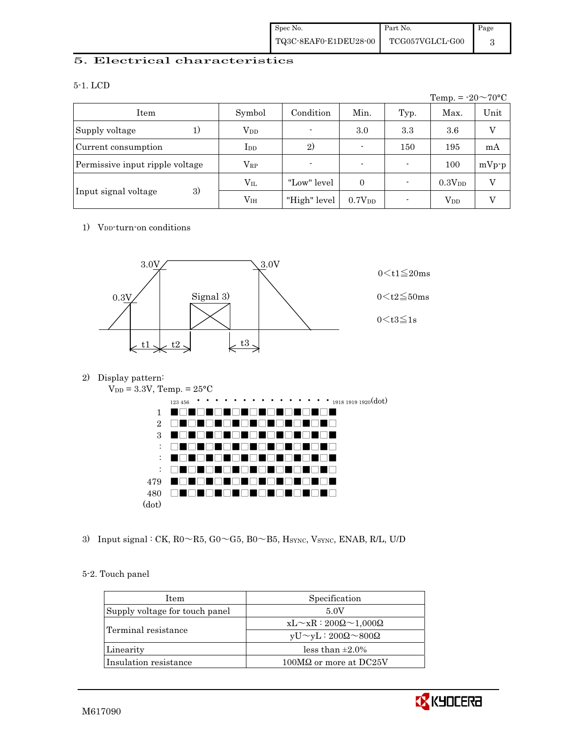## 5. Electrical characteristics

### 5-1. LCD

Temp. = -20～70°C

| Item | | Symbol | Condition | Min. | Typ. | Max. | Unit |
|---|---|---|---|---|---|---|---|
| Supply voltage | 1) | $V_{DD}$ | - | 3.0 | 3.3 | 3.6 | V |
| Current consumption | | $I_{DD}$ | 2) | - | 150 | 195 | mA |
| Permissive input ripple voltage | | $V_{RP}$ | - | - | - | 100 | mVp-p |
| Input signal voltage | 3) | $V_{IL}$ | "Low" level | 0 | - | $0.3V_{DD}$ | V |
| | | $V_{IH}$ | "High" level | $0.7V_{DD}$ | - | $V_{DD}$ | V |

1) $V_{DD}$-turn-on conditions

3.0V　3.0V　0.3V　Signal 3)　t1　t2　t3

$0 < t1 \leqq 20ms$

$0 < t2 \leqq 50ms$

$0 < t3 \leqq 1s$

2) Display pattern:

$V_{DD}$ = 3.3V, Temp. = 25°C

123 456 ・・・・・・・・・・・・・・・ 1918 1919 1920(dot)

1, 2, 3, :, :, :, 479, 480 (dot)

3) Input signal : CK, R0～R5, G0～G5, B0～B5, $H_{SYNC}$, $V_{SYNC}$, ENAB, R/L, U/D

### 5-2. Touch panel

| Item | Specification |
|---|---|
| Supply voltage for touch panel | 5.0V |
| Terminal resistance | xL～xR : 200Ω～1,000Ω |
| | yU～yL : 200Ω～800Ω |
| Linearity | less than ±2.0% |
| Insulation resistance | 100MΩ or more at DC25V |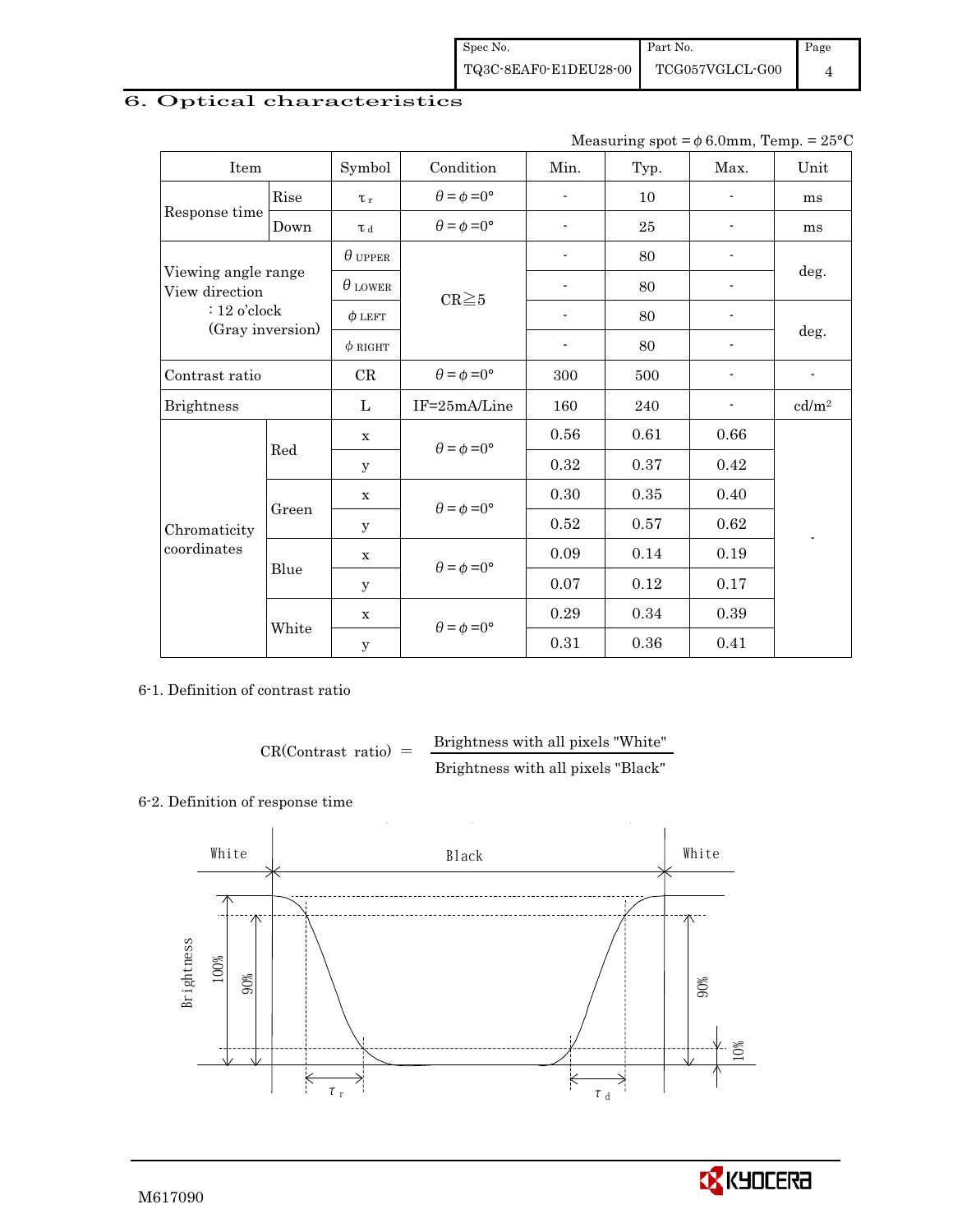## 6. Optical characteristics

Measuring spot = $\phi$ 6.0mm, Temp. = 25°C

| Item | | Symbol | Condition | Min. | Typ. | Max. | Unit |
|---|---|---|---|---|---|---|---|
| Response time | Rise | $\tau_r$ | $\theta = \phi = 0°$ | - | 10 | - | ms |
| | Down | $\tau_d$ | $\theta = \phi = 0°$ | - | 25 | - | ms |
| Viewing angle range View direction : 12 o'clock (Gray inversion) | | $\theta_{UPPER}$ | CR≧5 | - | 80 | - | deg. |
| | | $\theta_{LOWER}$ | | - | 80 | - | |
| | | $\phi_{LEFT}$ | | - | 80 | - | deg. |
| | | $\phi_{RIGHT}$ | | - | 80 | - | |
| Contrast ratio | | CR | $\theta = \phi = 0°$ | 300 | 500 | - | - |
| Brightness | | L | IF=25mA/Line | 160 | 240 | - | cd/m$^2$ |
| Chromaticity coordinates | Red | x | $\theta = \phi = 0°$ | 0.56 | 0.61 | 0.66 | - |
| | | y | | 0.32 | 0.37 | 0.42 | |
| | Green | x | $\theta = \phi = 0°$ | 0.30 | 0.35 | 0.40 | |
| | | y | | 0.52 | 0.57 | 0.62 | |
| | Blue | x | $\theta = \phi = 0°$ | 0.09 | 0.14 | 0.19 | |
| | | y | | 0.07 | 0.12 | 0.17 | |
| | White | x | $\theta = \phi = 0°$ | 0.29 | 0.34 | 0.39 | |
| | | y | | 0.31 | 0.36 | 0.41 | |

6-1. Definition of contrast ratio

$$\text{CR(Contrast ratio)} = \frac{\text{Brightness with all pixels "White"}}{\text{Brightness with all pixels "Black"}}$$

6-2. Definition of response time

White　Black　White

Brightness　100%　90%　90%　10%

$\tau_r$　$\tau_d$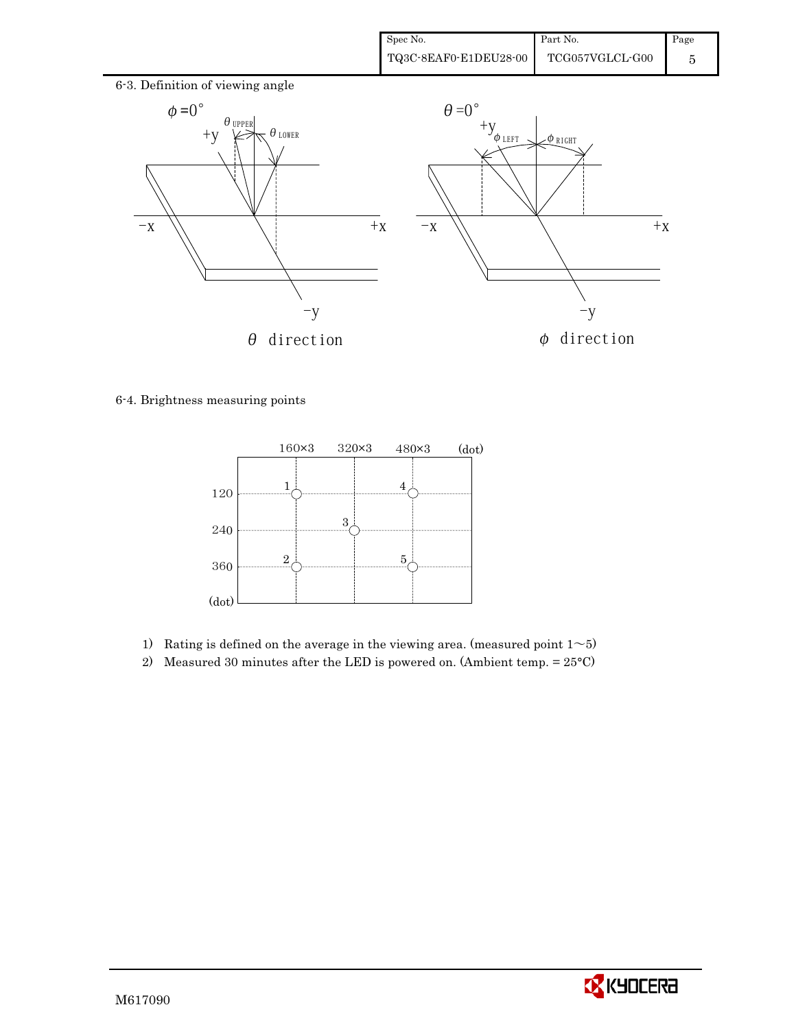6-3. Definition of viewing angle

$\phi = 0°$

$\theta$ direction

$\theta = 0°$

$\phi$ direction

6-4. Brightness measuring points

1) Rating is defined on the average in the viewing area. (measured point 1～5)
2) Measured 30 minutes after the LED is powered on. (Ambient temp. = 25°C)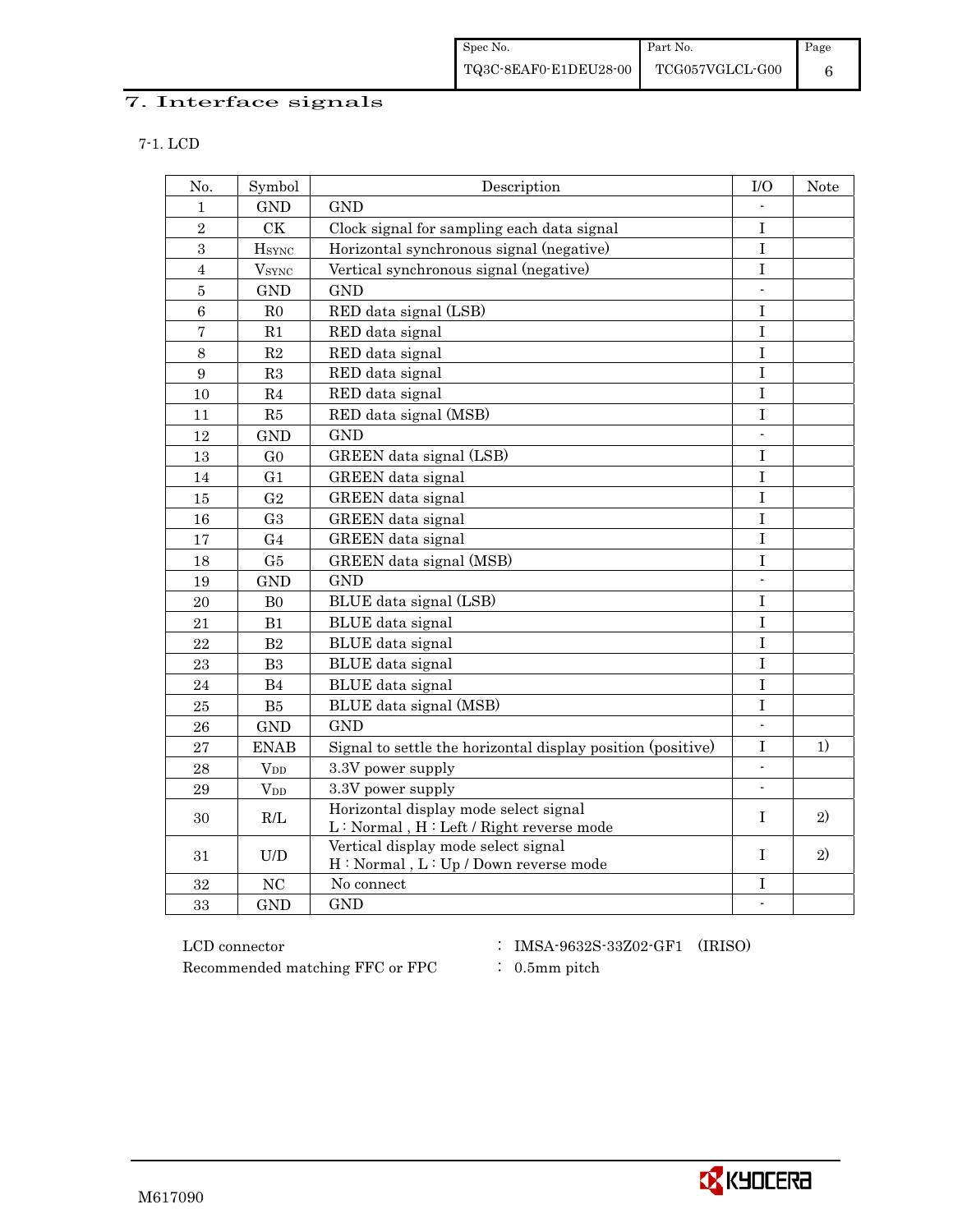## 7. Interface signals

### 7-1. LCD

| No. | Symbol | Description | I/O | Note |
|---|---|---|---|---|
| 1 | GND | GND | - | |
| 2 | CK | Clock signal for sampling each data signal | I | |
| 3 | $H_{SYNC}$ | Horizontal synchronous signal (negative) | I | |
| 4 | $V_{SYNC}$ | Vertical synchronous signal (negative) | I | |
| 5 | GND | GND | - | |
| 6 | R0 | RED data signal (LSB) | I | |
| 7 | R1 | RED data signal | I | |
| 8 | R2 | RED data signal | I | |
| 9 | R3 | RED data signal | I | |
| 10 | R4 | RED data signal | I | |
| 11 | R5 | RED data signal (MSB) | I | |
| 12 | GND | GND | - | |
| 13 | G0 | GREEN data signal (LSB) | I | |
| 14 | G1 | GREEN data signal | I | |
| 15 | G2 | GREEN data signal | I | |
| 16 | G3 | GREEN data signal | I | |
| 17 | G4 | GREEN data signal | I | |
| 18 | G5 | GREEN data signal (MSB) | I | |
| 19 | GND | GND | - | |
| 20 | B0 | BLUE data signal (LSB) | I | |
| 21 | B1 | BLUE data signal | I | |
| 22 | B2 | BLUE data signal | I | |
| 23 | B3 | BLUE data signal | I | |
| 24 | B4 | BLUE data signal | I | |
| 25 | B5 | BLUE data signal (MSB) | I | |
| 26 | GND | GND | - | |
| 27 | ENAB | Signal to settle the horizontal display position (positive) | I | 1) |
| 28 | $V_{DD}$ | 3.3V power supply | - | |
| 29 | $V_{DD}$ | 3.3V power supply | - | |
| 30 | R/L | Horizontal display mode select signal<br>L : Normal , H : Left / Right reverse mode | I | 2) |
| 31 | U/D | Vertical display mode select signal<br>H : Normal , L : Up / Down reverse mode | I | 2) |
| 32 | NC | No connect | I | |
| 33 | GND | GND | - | |

LCD connector : IMSA-9632S-33Z02-GF1 (IRISO)

Recommended matching FFC or FPC : 0.5mm pitch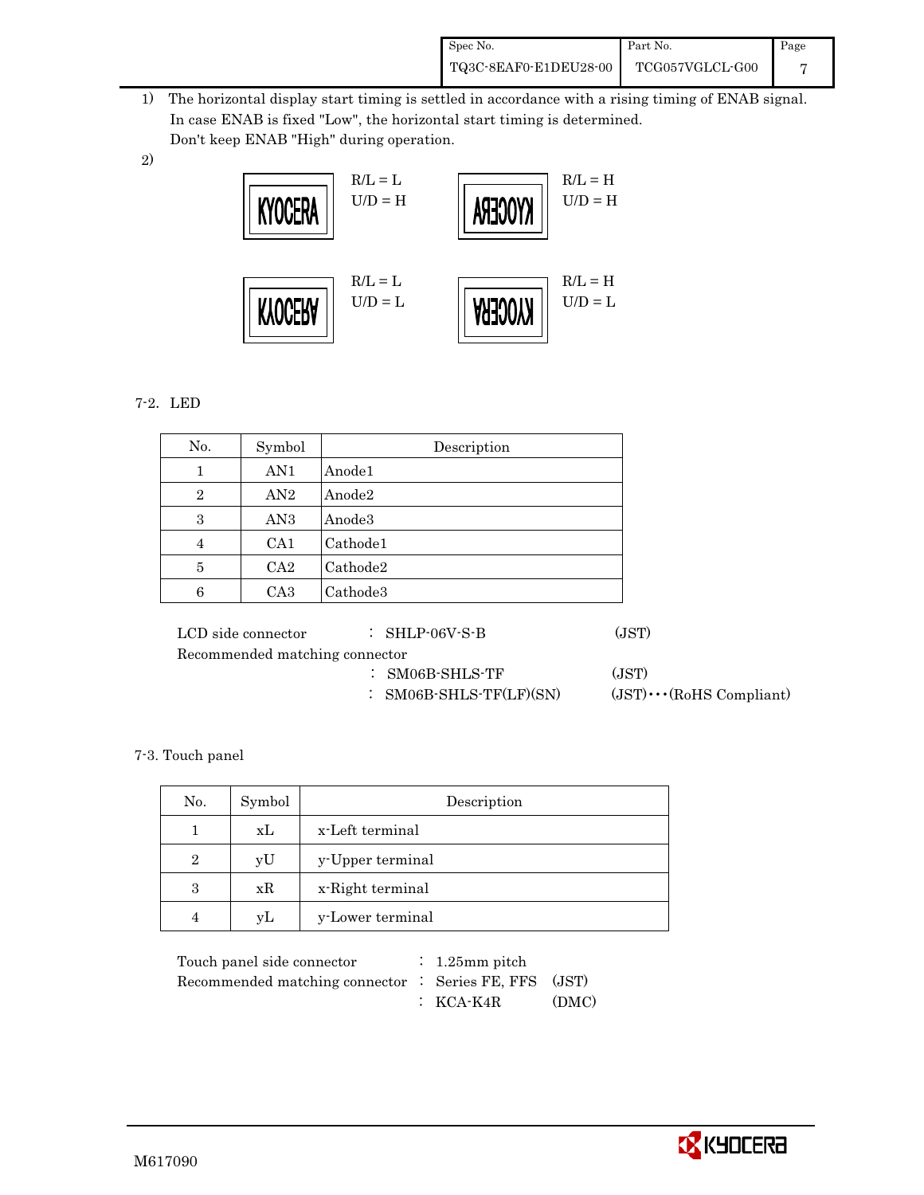1) The horizontal display start timing is settled in accordance with a rising timing of ENAB signal. In case ENAB is fixed "Low", the horizontal start timing is determined. Don't keep ENAB "High" during operation.

2)

| Display | Setting |
|---|---|
| KYOCERA | R/L = L, U/D = H |
| KYOCERA (mirrored horizontally) | R/L = H, U/D = H |
| KYOCERA (flipped vertically) | R/L = L, U/D = L |
| KYOCERA (rotated 180°) | R/L = H, U/D = L |

7-2. LED

| No. | Symbol | Description |
|---|---|---|
| 1 | AN1 | Anode1 |
| 2 | AN2 | Anode2 |
| 3 | AN3 | Anode3 |
| 4 | CA1 | Cathode1 |
| 5 | CA2 | Cathode2 |
| 6 | CA3 | Cathode3 |

LCD side connector : SHLP-06V-S-B (JST)

Recommended matching connector

: SM06B-SHLS-TF (JST)

: SM06B-SHLS-TF(LF)(SN) (JST)・・・(RoHS Compliant)

7-3. Touch panel

| No. | Symbol | Description |
|---|---|---|
| 1 | xL | x-Left terminal |
| 2 | yU | y-Upper terminal |
| 3 | xR | x-Right terminal |
| 4 | yL | y-Lower terminal |

Touch panel side connector : 1.25mm pitch

Recommended matching connector : Series FE, FFS (JST)

: KCA-K4R (DMC)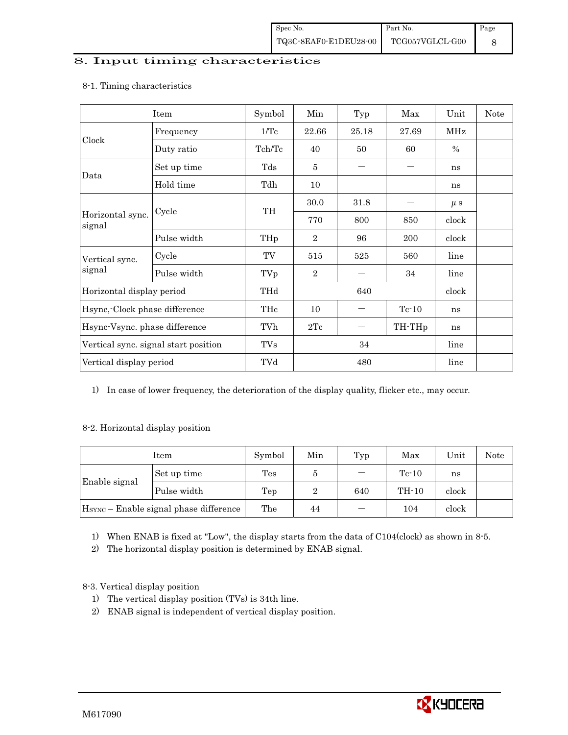# 8. Input timing characteristics

8-1. Timing characteristics

| Item | | Symbol | Min | Typ | Max | Unit | Note |
|---|---|---|---|---|---|---|---|
| Clock | Frequency | 1/Tc | 22.66 | 25.18 | 27.69 | MHz | |
| | Duty ratio | Tch/Tc | 40 | 50 | 60 | % | |
| Data | Set up time | Tds | 5 | — | — | ns | |
| | Hold time | Tdh | 10 | — | — | ns | |
| Horizontal sync. signal | Cycle | TH | 30.0 | 31.8 | — | μs | |
| | | | 770 | 800 | 850 | clock | |
| | Pulse width | THp | 2 | 96 | 200 | clock | |
| Vertical sync. signal | Cycle | TV | 515 | 525 | 560 | line | |
| | Pulse width | TVp | 2 | — | 34 | line | |
| Horizontal display period | | THd | | 640 | | clock | |
| Hsync,-Clock phase difference | | THc | 10 | — | Tc-10 | ns | |
| Hsync-Vsync. phase difference | | TVh | 2Tc | — | TH-THp | ns | |
| Vertical sync. signal start position | | TVs | | 34 | | line | |
| Vertical display period | | TVd | | 480 | | line | |

1) In case of lower frequency, the deterioration of the display quality, flicker etc., may occur.

8-2. Horizontal display position

| Item | | Symbol | Min | Typ | Max | Unit | Note |
|---|---|---|---|---|---|---|---|
| Enable signal | Set up time | Tes | 5 | — | Tc-10 | ns | |
| | Pulse width | Tep | 2 | 640 | TH-10 | clock | |
| $H_{SYNC}$ – Enable signal phase difference | | The | 44 | — | 104 | clock | |

1) When ENAB is fixed at "Low", the display starts from the data of C104(clock) as shown in 8-5.
2) The horizontal display position is determined by ENAB signal.

8-3. Vertical display position

1) The vertical display position (TVs) is 34th line.
2) ENAB signal is independent of vertical display position.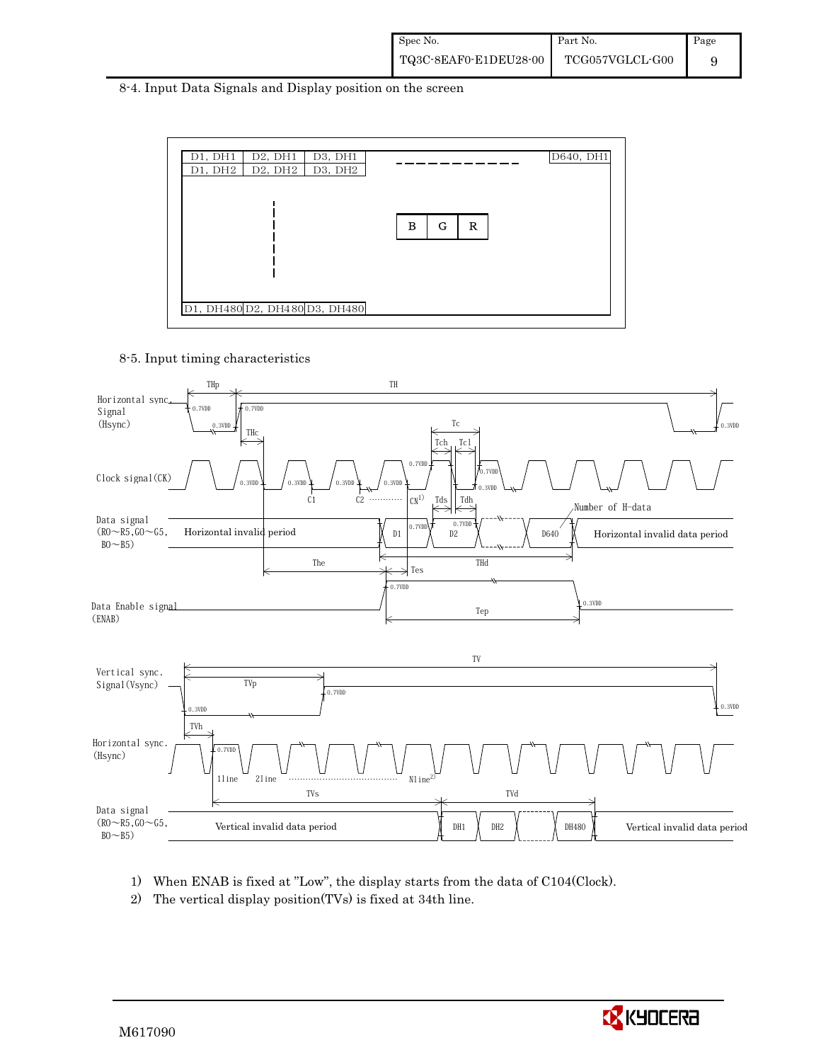## 8-4. Input Data Signals and Display position on the screen

| D1, DH1 | D2, DH1 | D3, DH1 | ------------ | D640, DH1 |
|---|---|---|---|---|
| D1, DH2 | D2, DH2 | D3, DH2 | | |
| ⋮ | | | B G R | |
| D1, DH480 | D2, DH480 | D3, DH480 | | |

## 8-5. Input timing characteristics

Horizontal sync. Signal (Hsync): THp, TH, 0.7VDD, 0.3VDD

Clock signal (CK): THc, Tc, Tch, Tcl, C1, C2 ………… CN[1), 0.7VDD, 0.3VDD

Data signal (R0~R5, G0~G5, B0~B5): Horizontal invalid period | D1 | D2 | … | D640 | Horizontal invalid data period; Tds, Tdh, The, THd, Tes, Number of H-data

Data Enable signal (ENAB): Tep, 0.7VDD, 0.3VDD

Vertical sync. Signal (Vsync): TV, TVp, 0.7VDD, 0.3VDD

Horizontal sync. (Hsync): TVh, 0.7VDD, 1line, 2line ………… Nline[2)

Data signal (R0~R5, G0~G5, B0~B5): Vertical invalid data period | DH1 | DH2 | … | DH480 | Vertical invalid data period; TVs, TVd

1) When ENAB is fixed at "Low", the display starts from the data of C104(Clock).

2) The vertical display position(TVs) is fixed at 34th line.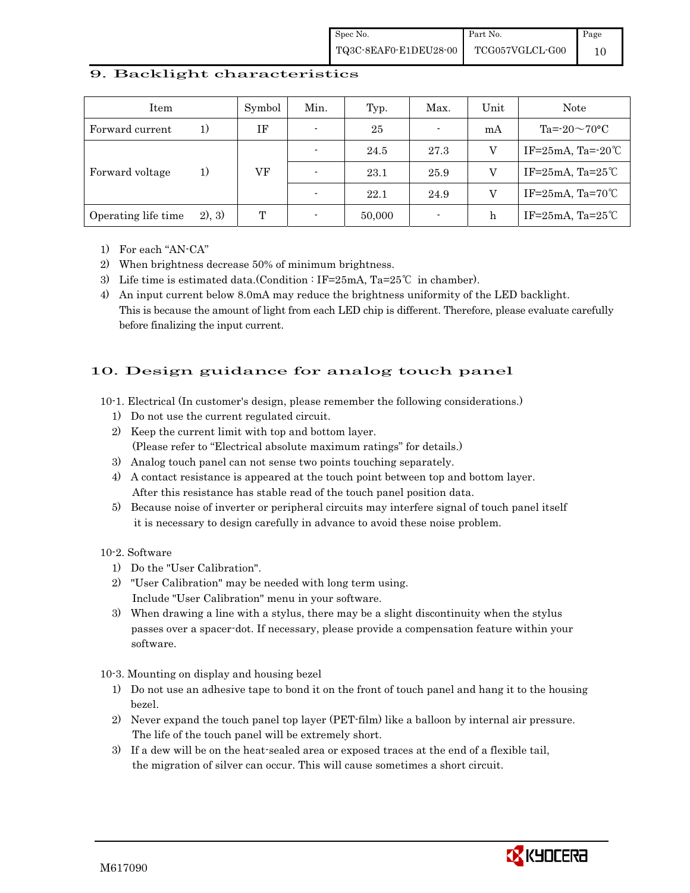## 9. Backlight characteristics

| Item | | Symbol | Min. | Typ. | Max. | Unit | Note |
|---|---|---|---|---|---|---|---|
| Forward current | 1) | IF | - | 25 | - | mA | Ta=-20～70°C |
| Forward voltage | 1) | VF | - | 24.5 | 27.3 | V | IF=25mA, Ta=-20℃ |
| | | | - | 23.1 | 25.9 | V | IF=25mA, Ta=25℃ |
| | | | - | 22.1 | 24.9 | V | IF=25mA, Ta=70℃ |
| Operating life time | 2), 3) | T | - | 50,000 | - | h | IF=25mA, Ta=25℃ |

1) For each "AN-CA"
2) When brightness decrease 50% of minimum brightness.
3) Life time is estimated data.(Condition : IF=25mA, Ta=25℃ in chamber).
4) An input current below 8.0mA may reduce the brightness uniformity of the LED backlight. This is because the amount of light from each LED chip is different. Therefore, please evaluate carefully before finalizing the input current.

## 10. Design guidance for analog touch panel

10-1. Electrical (In customer's design, please remember the following considerations.)

1) Do not use the current regulated circuit.
2) Keep the current limit with top and bottom layer.
   (Please refer to "Electrical absolute maximum ratings" for details.)
3) Analog touch panel can not sense two points touching separately.
4) A contact resistance is appeared at the touch point between top and bottom layer.
   After this resistance has stable read of the touch panel position data.
5) Because noise of inverter or peripheral circuits may interfere signal of touch panel itself it is necessary to design carefully in advance to avoid these noise problem.

10-2. Software

1) Do the "User Calibration".
2) "User Calibration" may be needed with long term using.
   Include "User Calibration" menu in your software.
3) When drawing a line with a stylus, there may be a slight discontinuity when the stylus passes over a spacer-dot. If necessary, please provide a compensation feature within your software.

10-3. Mounting on display and housing bezel

1) Do not use an adhesive tape to bond it on the front of touch panel and hang it to the housing bezel.
2) Never expand the touch panel top layer (PET-film) like a balloon by internal air pressure.
   The life of the touch panel will be extremely short.
3) If a dew will be on the heat-sealed area or exposed traces at the end of a flexible tail, the migration of silver can occur. This will cause sometimes a short circuit.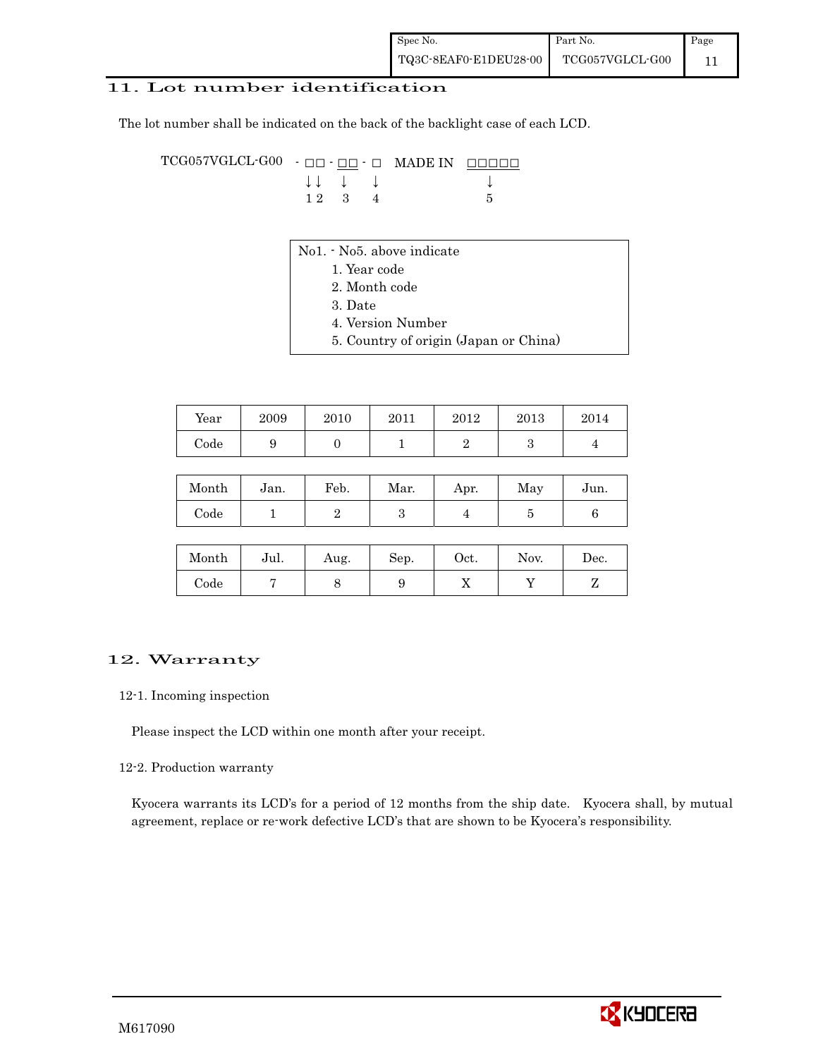## 11. Lot number identification

The lot number shall be indicated on the back of the backlight case of each LCD.

```
TCG057VGLCL-G00  - □□ - □□ - □   MADE IN  □□□□□
                   ↓↓    ↓    ↓               ↓
                   1 2   3    4               5
```

No1. - No5. above indicate

1. Year code
2. Month code
3. Date
4. Version Number
5. Country of origin (Japan or China)

| Year | 2009 | 2010 | 2011 | 2012 | 2013 | 2014 |
|---|---|---|---|---|---|---|
| Code | 9 | 0 | 1 | 2 | 3 | 4 |

| Month | Jan. | Feb. | Mar. | Apr. | May | Jun. |
|---|---|---|---|---|---|---|
| Code | 1 | 2 | 3 | 4 | 5 | 6 |

| Month | Jul. | Aug. | Sep. | Oct. | Nov. | Dec. |
|---|---|---|---|---|---|---|
| Code | 7 | 8 | 9 | X | Y | Z |

## 12. Warranty

### 12-1. Incoming inspection

Please inspect the LCD within one month after your receipt.

### 12-2. Production warranty

Kyocera warrants its LCD's for a period of 12 months from the ship date. Kyocera shall, by mutual agreement, replace or re-work defective LCD's that are shown to be Kyocera's responsibility.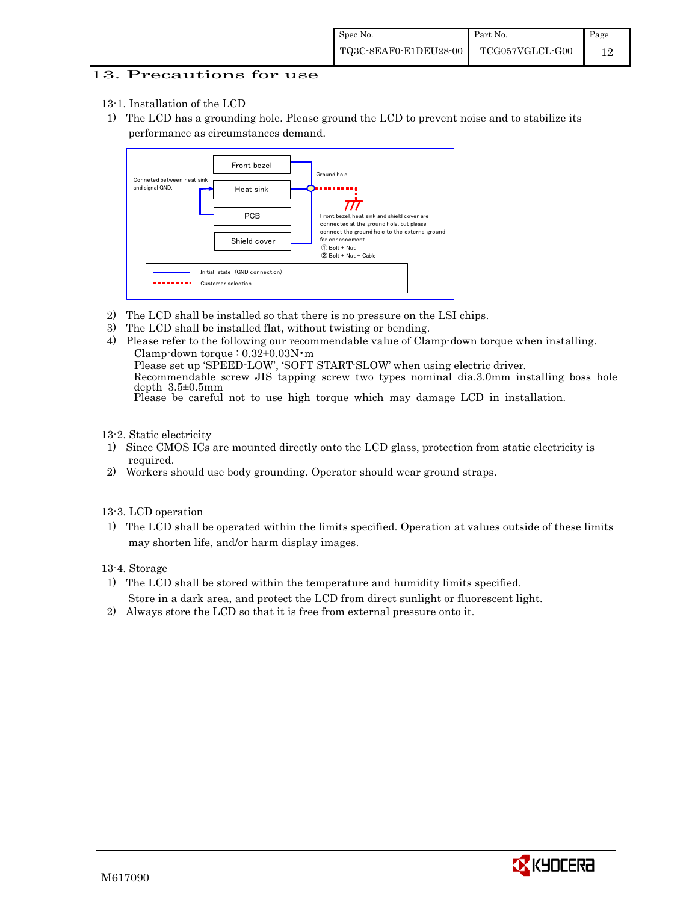# 13. Precautions for use

13-1. Installation of the LCD

1) The LCD has a grounding hole. Please ground the LCD to prevent noise and to stabilize its performance as circumstances demand.

Front bezel

Heat sink

PCB

Shield cover

Conneted between heat sink and signal GND.

Ground hole

Front bezel, heat sink and shield cover are connected at the ground hole, but please connect the ground hole to the external ground for enhancement.
① Bolt + Nut
② Bolt + Nut + Cable

Initial state (GND connection)

Customer selection

2) The LCD shall be installed so that there is no pressure on the LSI chips.
3) The LCD shall be installed flat, without twisting or bending.
4) Please refer to the following our recommendable value of Clamp-down torque when installing.
   Clamp-down torque : 0.32±0.03N・m
   Please set up 'SPEED-LOW', 'SOFT START-SLOW' when using electric driver.
   Recommendable screw JIS tapping screw two types nominal dia.3.0mm installing boss hole depth 3.5±0.5mm
   Please be careful not to use high torque which may damage LCD in installation.

13-2. Static electricity

1) Since CMOS ICs are mounted directly onto the LCD glass, protection from static electricity is required.
2) Workers should use body grounding. Operator should wear ground straps.

13-3. LCD operation

1) The LCD shall be operated within the limits specified. Operation at values outside of these limits may shorten life, and/or harm display images.

13-4. Storage

1) The LCD shall be stored within the temperature and humidity limits specified.
   Store in a dark area, and protect the LCD from direct sunlight or fluorescent light.
2) Always store the LCD so that it is free from external pressure onto it.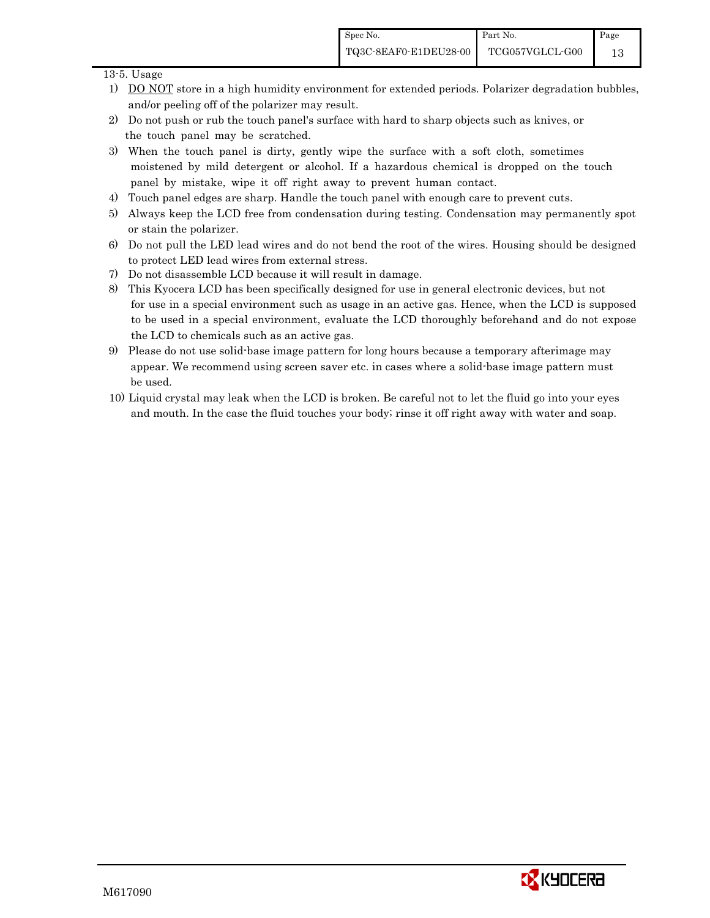13-5. Usage

1) DO NOT store in a high humidity environment for extended periods. Polarizer degradation bubbles, and/or peeling off of the polarizer may result.
2) Do not push or rub the touch panel's surface with hard to sharp objects such as knives, or the touch panel may be scratched.
3) When the touch panel is dirty, gently wipe the surface with a soft cloth, sometimes moistened by mild detergent or alcohol. If a hazardous chemical is dropped on the touch panel by mistake, wipe it off right away to prevent human contact.
4) Touch panel edges are sharp. Handle the touch panel with enough care to prevent cuts.
5) Always keep the LCD free from condensation during testing. Condensation may permanently spot or stain the polarizer.
6) Do not pull the LED lead wires and do not bend the root of the wires. Housing should be designed to protect LED lead wires from external stress.
7) Do not disassemble LCD because it will result in damage.
8) This Kyocera LCD has been specifically designed for use in general electronic devices, but not for use in a special environment such as usage in an active gas. Hence, when the LCD is supposed to be used in a special environment, evaluate the LCD thoroughly beforehand and do not expose the LCD to chemicals such as an active gas.
9) Please do not use solid-base image pattern for long hours because a temporary afterimage may appear. We recommend using screen saver etc. in cases where a solid-base image pattern must be used.
10) Liquid crystal may leak when the LCD is broken. Be careful not to let the fluid go into your eyes and mouth. In the case the fluid touches your body; rinse it off right away with water and soap.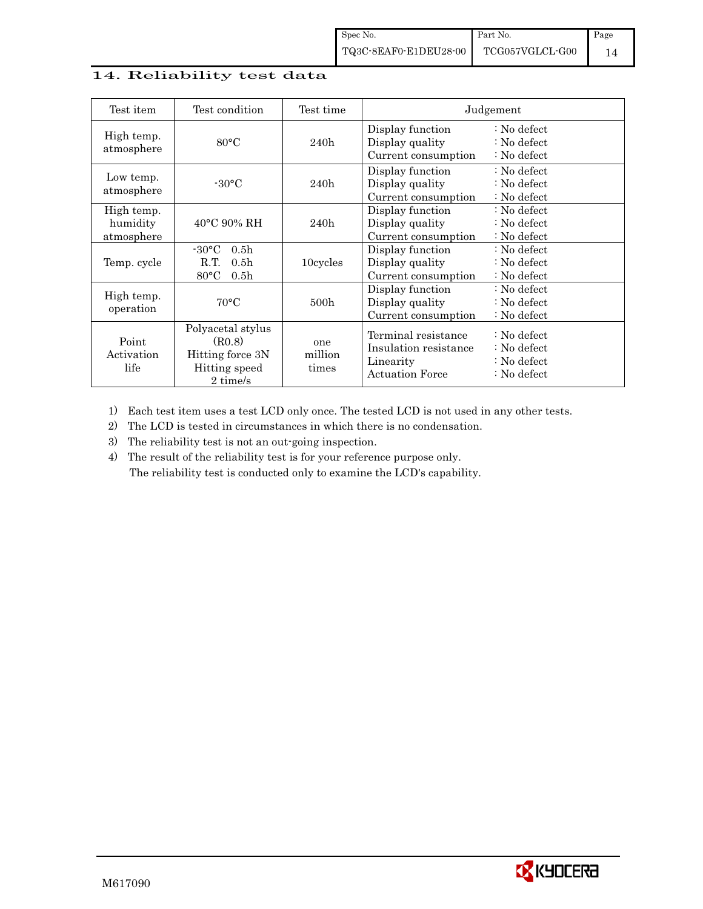## 14. Reliability test data

| Test item | Test condition | Test time | Judgement |
|---|---|---|---|
| High temp. atmosphere | 80°C | 240h | Display function : No defect<br>Display quality : No defect<br>Current consumption : No defect |
| Low temp. atmosphere | -30°C | 240h | Display function : No defect<br>Display quality : No defect<br>Current consumption : No defect |
| High temp. humidity atmosphere | 40°C 90% RH | 240h | Display function : No defect<br>Display quality : No defect<br>Current consumption : No defect |
| Temp. cycle | -30°C 0.5h<br>R.T. 0.5h<br>80°C 0.5h | 10cycles | Display function : No defect<br>Display quality : No defect<br>Current consumption : No defect |
| High temp. operation | 70°C | 500h | Display function : No defect<br>Display quality : No defect<br>Current consumption : No defect |
| Point Activation life | Polyacetal stylus (R0.8)<br>Hitting force 3N<br>Hitting speed 2 time/s | one million times | Terminal resistance : No defect<br>Insulation resistance : No defect<br>Linearity : No defect<br>Actuation Force : No defect |

1) Each test item uses a test LCD only once. The tested LCD is not used in any other tests.
2) The LCD is tested in circumstances in which there is no condensation.
3) The reliability test is not an out-going inspection.
4) The result of the reliability test is for your reference purpose only.
   The reliability test is conducted only to examine the LCD's capability.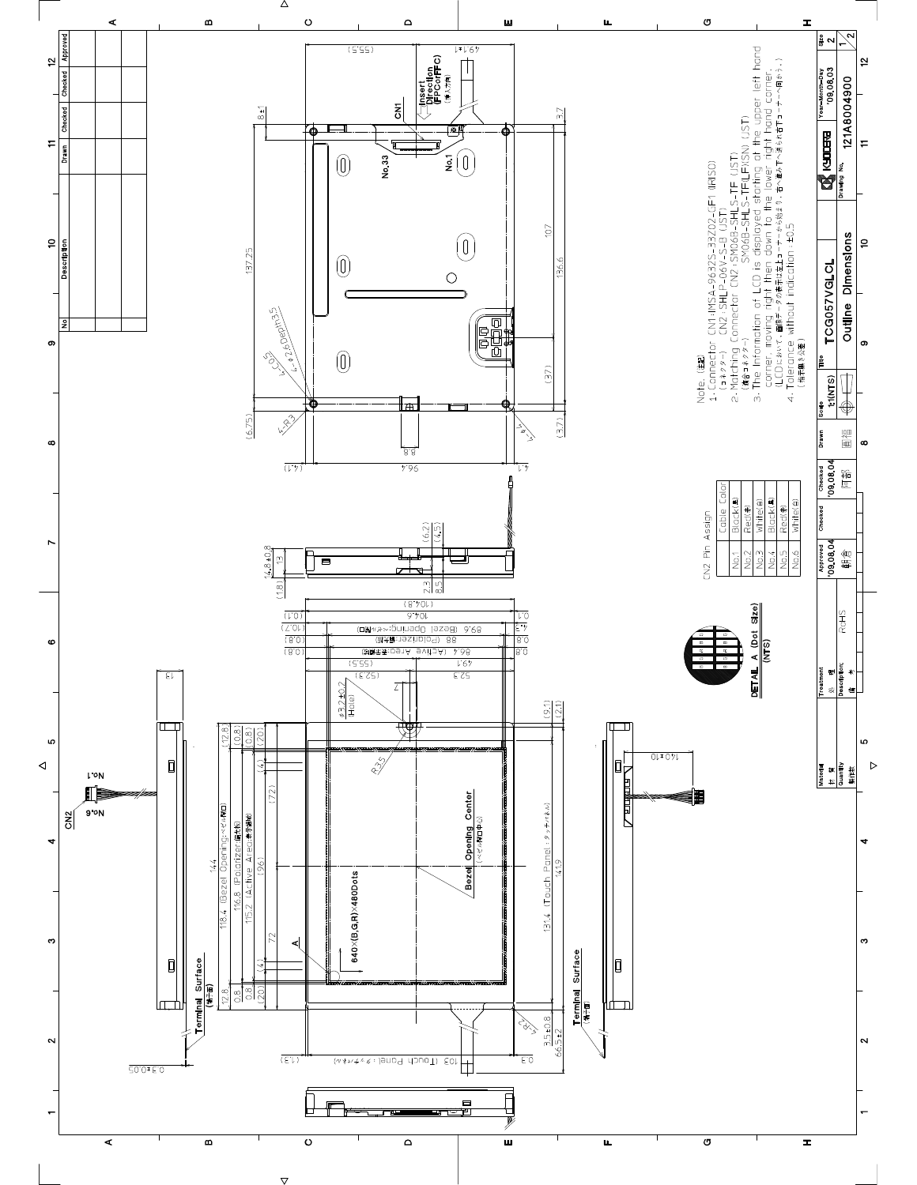Note. (注記)

1. Connector CN1:IMSA-9632S-33Z02-CF1 (IRISO)
   (コネクター) CN2:SHLP-06V-S-B (JST)
2. Matching Connector CN2:SM06B-SHLS-TF (JST)
   (相手コネクター) SM06B-SHLS-TF(LF)(SN) (JST)
3. The information of LCD is displayed starting at the upper left hand corner, moving right then down to the lower right hand corner.
   (LCDにおいて、画像データの表示は左上コーナーから始まり、右へ進み下へ進み右下コーナーへ向かう。)
4. Tolerance without indication : ±0.5
   (指示無き公差)

CN2 Pin Assign

| | Cable Color |
|---|---|
| No.1 | Black(黒) |
| No.2 | Red(赤) |
| No.3 | White(白) |
| No.4 | Black(黒) |
| No.5 | Red(赤) |
| No.6 | White(白) |

DETAIL A (Dot Size) (NTS)

640×(B,G,R)×480Dots

Bezel Opening Center (ベゼル開口中心)

Terminal Surface (端子面)

Insert Direction (FPCorFFC) (挿入方向)

| Title | TCG057VGLCL |
|---|---|
| | Outline Dimensions |
| Scale | 1:1(NTS) |
| Drawing No. | 121A8004900 |
| Year-Month-Day | '09,08,03 |
| Size | 2 |
| Sheet | 1/2 |

| Material | Treatment | Approved | Checked | Checked | Drawn |
|---|---|---|---|---|---|
| 材質 | 処理 | '09,08,04 | | '09,08,04 | |
| Quantity | Description | | | | |
| 製作数 | 備考 RoHS | | | | |

| No | Description | Drawn | Checked | Checked | Approved |
|---|---|---|---|---|---|
| | | | | | |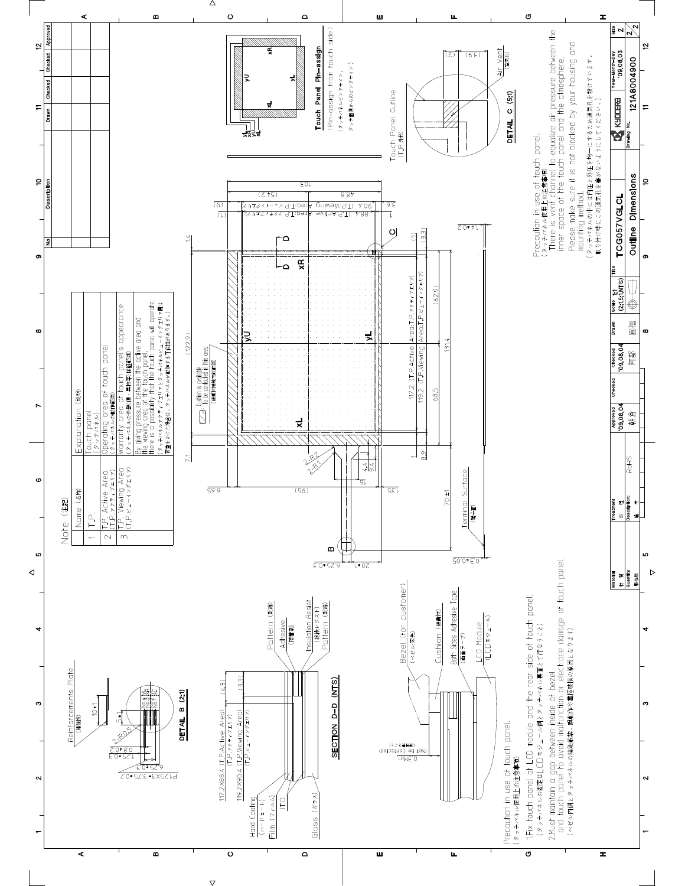# Outline Dimensions — TCG057VGLCL

## Note (注記)

| No | Name (名称) | Explanation (説明) |
|---|---|---|
| 1 | T.P. | Touch panel (タッチパネル) |
| 2 | T.P. Active Area (T.P.アクティブエリア) | Operating area of touch panel (タッチパネルの動作領域) |
| 3 | T.P. Viewing Area (T.P.ビューイングエリア) | Warranty area of touch panel's appearance (タッチパネルの外観(傷、異物等)保証領域) |
| | | By giving pressure between the active area and the viewing area of the touch panel, there is a possibility that the touch panel will operate. (タッチパネルアクティブエリアとタッチパネルビューイングエリア間は荷重をかけた場合は、タッチパネルが動作する可能性があります。) |

## Touch Panel Pin-assign

(Pin-assign from touch side)
(タッチパネルピンアサイン、タッチ面側からのピンアサイン)

Pins: yL, xU, yU, xL (xL, yU, xR, yL)

Touch Panel Outline (T.P.外形)

Air Vent (空気孔)

DETAIL C (5:1)

## Precaution in use of touch panel.

(タッチパネル使用上の注意事項)

There is vent channel to equalize air pressure between the inner space of the touch panel and the atmosphere.
Please make sure it is not blocked by your housing and mounting method.
(タッチパネルの中には内圧と外圧を均一にするための通気孔を設けています。取り付け時にこの通気孔を塞がないようにしてください。)

## Dimensions

- 103, (54.2), 48.8, 90.4 (T.P. Viewing Area/T.P.ビューイングエリア), 88.4 (T.P. Active Area/T.P.アクティブエリア), (1.9), (1), 3.6
- 1.4, (122.9), 7.1, 6.65, (95), 1.35
- 117.2 (T.P. Active Area/T.P.アクティブエリア), 119.2 (T.P. Viewing Area/T.P.ビューイングエリア), 68.5, 131.4, (62.9), (1), (3.3), 1, 8.9
- 2-R2, 2-R1, 4.4, 2.4, 16, 70±1, 20±1, 6.25±0.3, 0.3±0.05, 14±0.2
- Terminal Surface (端子面)
- Cathion is available to be contacted in this area (緩衝材接触可能領域)

## DETAIL B (2:1)

Reinforcements Plate (補強板)

10±1, 5±1, 2-R0.5, 1.25±0.3, 0.8±0.2, 6.25±0.3, P1.25X3=3.75±0.2

## SECTION D-D (NTS)

- 117.2X88.4 (T.P. Active Area)(T.P.アクティブエリア) (4.3)
- 119.2X90.4 (T.P. Viewing Area)(T.P.ビューイングエリア) (3.3)
- Hard Coating (ハードコート)
- Film (フィルム)
- ITO
- Glass (ガラス)
- Pattern (配線)
- Adhesive (接着剤)
- Insulation Resist (絶縁レジスト)
- Pattern (配線)
- Bezel (for customer) (ベゼル(客先))
- Cushion (緩衝材)
- Both Sides Adhesive Tape (両面テープ)
- LCD Module (LCDモジュール)
- 0.3Min. (Not be contacted)(接触不可)

## Precaution in use of touch panel.

(タッチパネル使用上の注意事項)

1. Fix touch panel at LCD module and the rear side of touch panel. (タッチパネルの固定はLCDモジュール側とタッチパネル裏面とで行なうこと)
2. Must maintain a gap between inside of bezel and touch panel to avoid malfunction or electrode damage of touch panel. (ベゼル内側とタッチパネルの接触禁止：誤動作や電極破損の原因となります)

## Title Block

| Material | Treatment | Approved | Checked | Checked | Drawn | Scale | Title |
|---|---|---|---|---|---|---|---|
| 材質 | 処理 | '09.08.04 | | '09.08.04 | | 1:1 (2:1,5:1,NTS) | TCG057VGLCL |
| Quantity 製作数 | Description 備考 RoHS | | | | | | Outline Dimensions |

KYOCERA — Drawing No. 121A8004900 — Year-Month-Day '09.08.03 — Size 2/2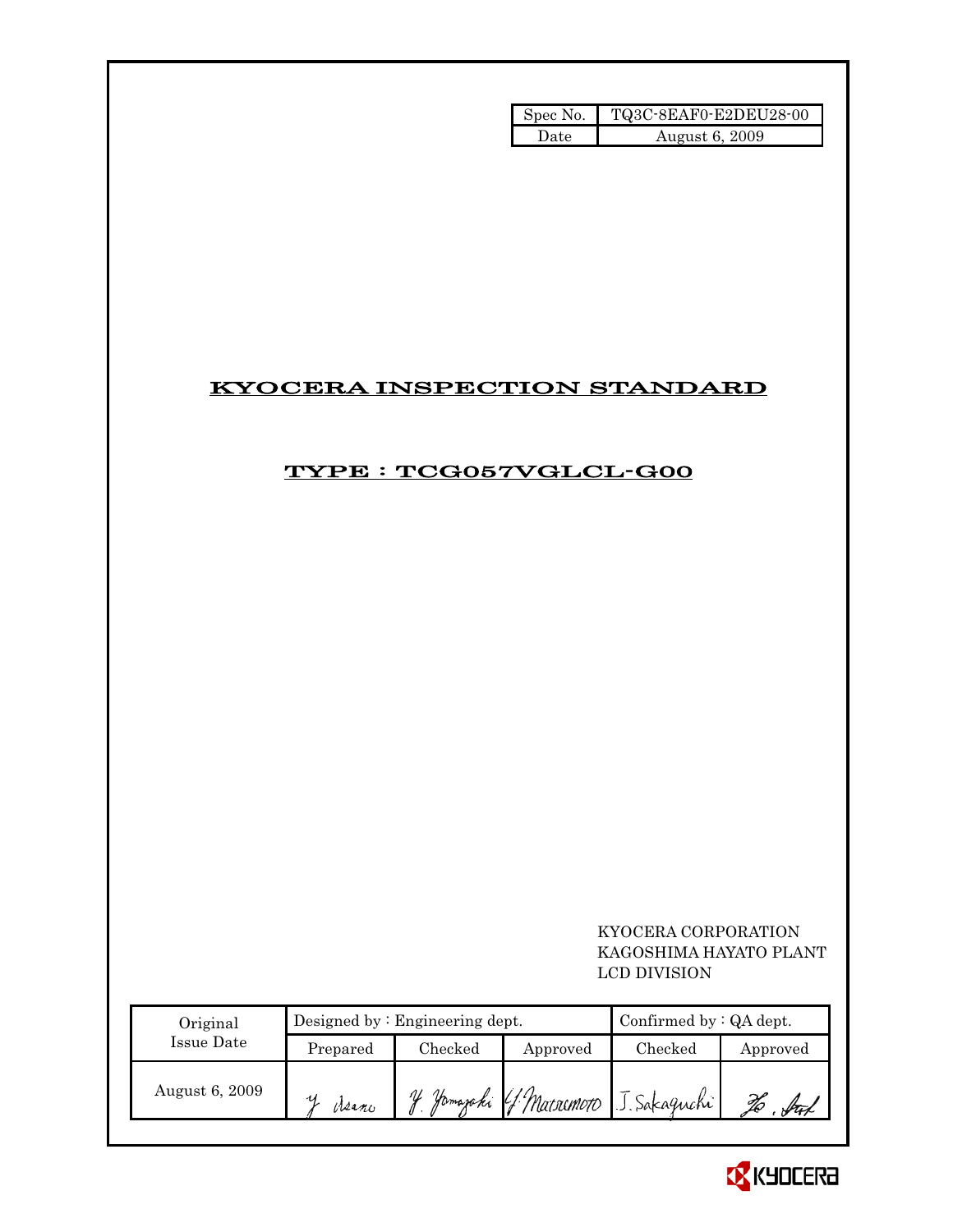| Spec No. | TQ3C-8EAF0-E2DEU28-00 |
| --- | --- |
| Date | August 6, 2009 |

# KYOCERA INSPECTION STANDARD

## TYPE : TCG057VGLCL-G00

KYOCERA CORPORATION
KAGOSHIMA HAYATO PLANT
LCD DIVISION

| Original Issue Date | Designed by : Engineering dept. | | | Confirmed by : QA dept. | |
| --- | --- | --- | --- | --- | --- |
| | Prepared | Checked | Approved | Checked | Approved |
| August 6, 2009 | Y. Asano | Y. Yamazaki | Y. Matsumoto | J. Sakaguchi | |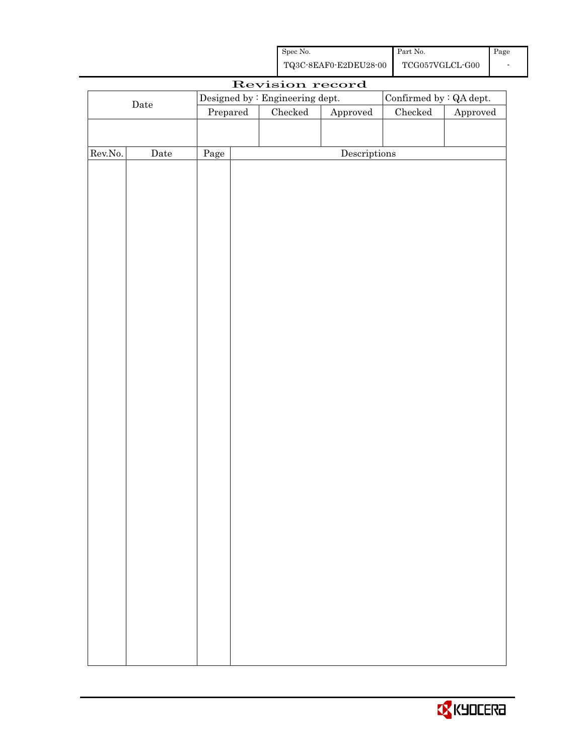# Revision record

| Date | Designed by : Engineering dept. | | | Confirmed by : QA dept. | |
|---|---|---|---|---|---|
| | Prepared | Checked | Approved | Checked | Approved |
| | | | | | |

| Rev.No. | Date | Page | Descriptions |
|---|---|---|---|
| | | | |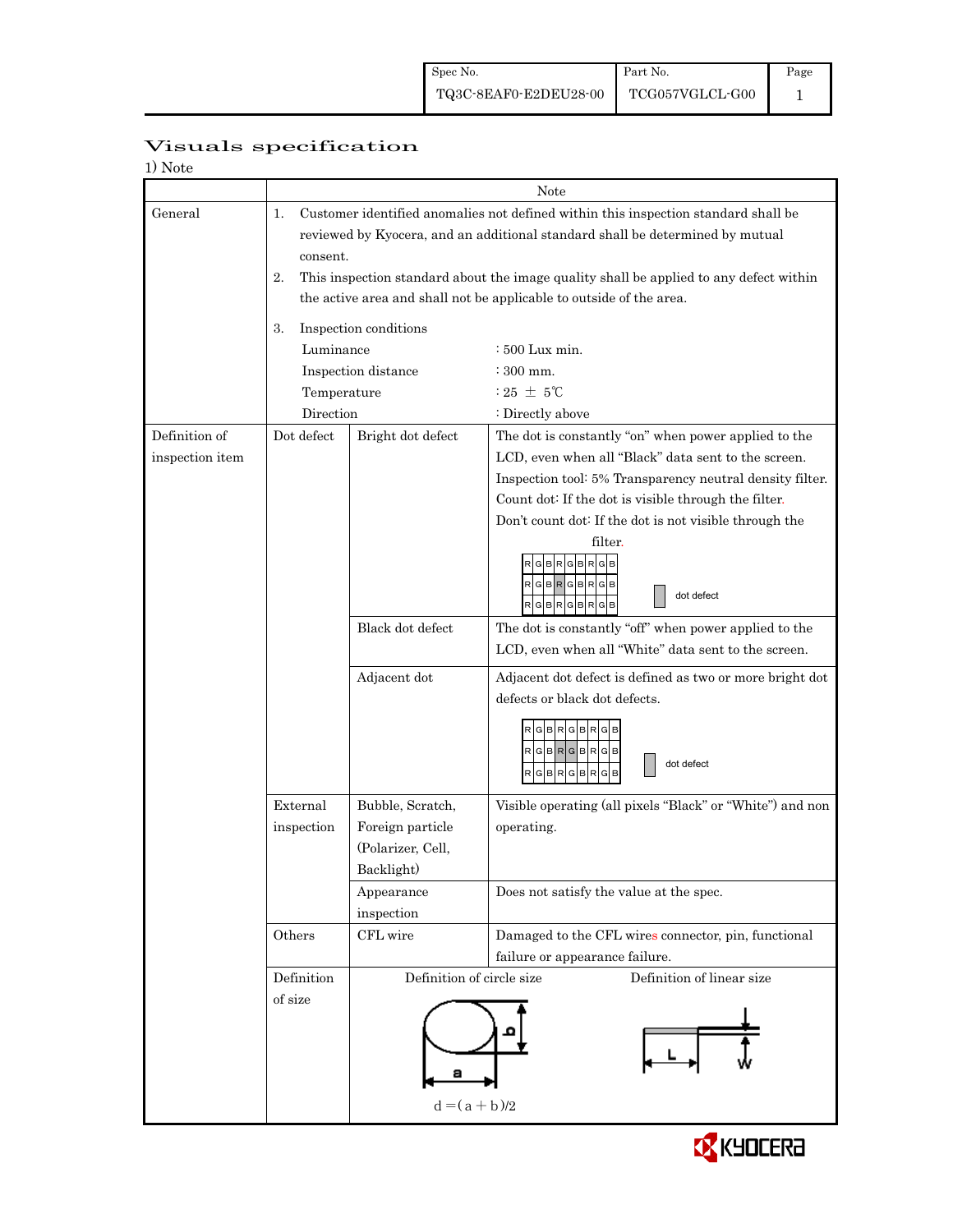| Spec No. | Part No. | Page |
|---|---|---|
| TQ3C-8EAF0-E2DEU28-00 | TCG057VGLCL-G00 | 1 |

# Visuals specification

1) Note

| | Note | | |
|---|---|---|---|
| General | 1. Customer identified anomalies not defined within this inspection standard shall be reviewed by Kyocera, and an additional standard shall be determined by mutual consent.<br>2. This inspection standard about the image quality shall be applied to any defect within the active area and shall not be applicable to outside of the area.<br>3. Inspection conditions<br>Luminance : 500 Lux min.<br>Inspection distance : 300 mm.<br>Temperature : 25 ± 5℃<br>Direction : Directly above | | |
| Definition of inspection item | Dot defect | Bright dot defect | The dot is constantly "on" when power applied to the LCD, even when all "Black" data sent to the screen.<br>Inspection tool: 5% Transparency neutral density filter.<br>Count dot: If the dot is visible through the filter.<br>Don't count dot: If the dot is not visible through the filter.<br>R G B R G B R G B / R G B R G B R G B / R G B R G B R G B — dot defect |
| | | Black dot defect | The dot is constantly "off" when power applied to the LCD, even when all "White" data sent to the screen. |
| | | Adjacent dot | Adjacent dot defect is defined as two or more bright dot defects or black dot defects.<br>R G B R G B R G B / R G B R G B R G B / R G B R G B R G B — dot defect |
| | External inspection | Bubble, Scratch, Foreign particle (Polarizer, Cell, Backlight) | Visible operating (all pixels "Black" or "White") and non operating. |
| | | Appearance inspection | Does not satisfy the value at the spec. |
| | Others | CFL wire | Damaged to the CFL wires connector, pin, functional failure or appearance failure. |
| | Definition of size | Definition of circle size<br>a, b<br>$d = (a + b)/2$ | Definition of linear size<br>L, W |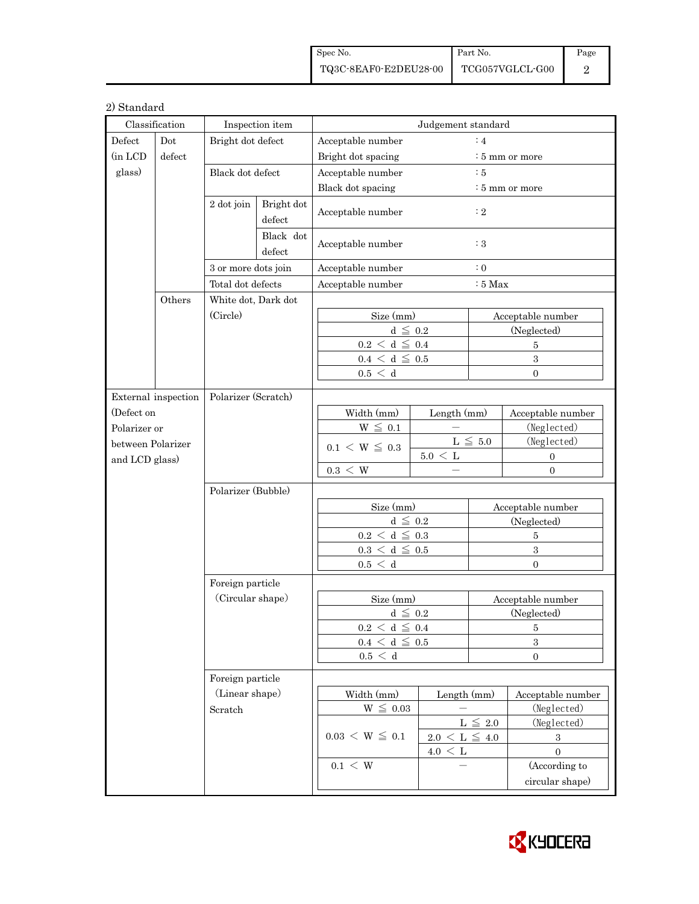## 2) Standard

| Classification | | Inspection item | | Judgement standard |
|---|---|---|---|---|
| Defect (in LCD glass) | Dot defect | Bright dot defect | | Acceptable number : 4<br>Bright dot spacing : 5 mm or more |
| | | Black dot defect | | Acceptable number : 5<br>Black dot spacing : 5 mm or more |
| | | 2 dot join | Bright dot defect | Acceptable number : 2 |
| | | | Black dot defect | Acceptable number : 3 |
| | | 3 or more dots join | | Acceptable number : 0 |
| | | Total dot defects | | Acceptable number : 5 Max |
| | Others | White dot, Dark dot (Circle) | | See table below |
| External inspection (Defect on Polarizer or between Polarizer and LCD glass) | | Polarizer (Scratch) | | See table below |
| | | Polarizer (Bubble) | | See table below |
| | | Foreign particle (Circular shape) | | See table below |
| | | Foreign particle (Linear shape) Scratch | | See table below |

**White dot, Dark dot (Circle)**

| Size (mm) | Acceptable number |
|---|---|
| $d \leqq 0.2$ | (Neglected) |
| $0.2 < d \leqq 0.4$ | 5 |
| $0.4 < d \leqq 0.5$ | 3 |
| $0.5 < d$ | 0 |

**Polarizer (Scratch)**

| Width (mm) | Length (mm) | Acceptable number |
|---|---|---|
| $W \leqq 0.1$ | — | (Neglected) |
| $0.1 < W \leqq 0.3$ | $L \leqq 5.0$ | (Neglected) |
| | $5.0 < L$ | 0 |
| $0.3 < W$ | — | 0 |

**Polarizer (Bubble)**

| Size (mm) | Acceptable number |
|---|---|
| $d \leqq 0.2$ | (Neglected) |
| $0.2 < d \leqq 0.3$ | 5 |
| $0.3 < d \leqq 0.5$ | 3 |
| $0.5 < d$ | 0 |

**Foreign particle (Circular shape)**

| Size (mm) | Acceptable number |
|---|---|
| $d \leqq 0.2$ | (Neglected) |
| $0.2 < d \leqq 0.4$ | 5 |
| $0.4 < d \leqq 0.5$ | 3 |
| $0.5 < d$ | 0 |

**Foreign particle (Linear shape) Scratch**

| Width (mm) | Length (mm) | Acceptable number |
|---|---|---|
| $W \leqq 0.03$ | — | (Neglected) |
| $0.03 < W \leqq 0.1$ | $L \leqq 2.0$ | (Neglected) |
| | $2.0 < L \leqq 4.0$ | 3 |
| | $4.0 < L$ | 0 |
| $0.1 < W$ | — | (According to circular shape) |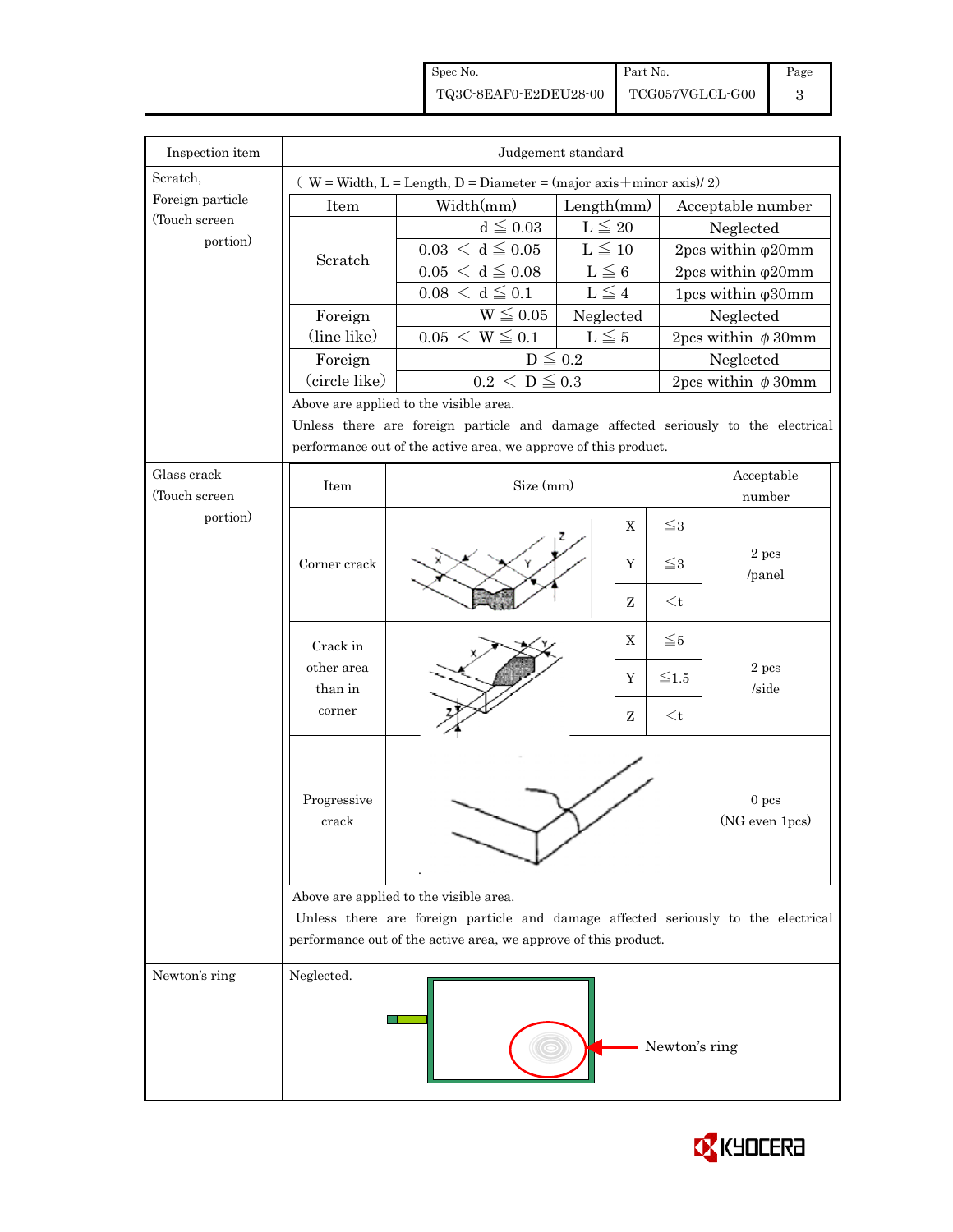| Inspection item | Judgement standard | | | |
|---|---|---|---|---|
| Scratch, Foreign particle (Touch screen portion) | ( W = Width, L = Length, D = Diameter = (major axis＋minor axis)/ 2) | | | |
| | Item | Width(mm) | Length(mm) | Acceptable number |
| | Scratch | d ≦ 0.03 | L ≦ 20 | Neglected |
| | | 0.03 ＜ d ≦ 0.05 | L ≦ 10 | 2pcs within φ20mm |
| | | 0.05 ＜ d ≦ 0.08 | L ≦ 6 | 2pcs within φ20mm |
| | | 0.08 ＜ d ≦ 0.1 | L ≦ 4 | 1pcs within φ30mm |
| | Foreign (line like) | W ≦ 0.05 | Neglected | Neglected |
| | | 0.05 ＜ W ≦ 0.1 | L ≦ 5 | 2pcs within φ30mm |
| | Foreign (circle like) | D ≦ 0.2 | | Neglected |
| | | 0.2 ＜ D ≦ 0.3 | | 2pcs within φ30mm |
| | Above are applied to the visible area. Unless there are foreign particle and damage affected seriously to the electrical performance out of the active area, we approve of this product. | | | |

| Inspection item | Item | Size (mm) | | Acceptable number |
|---|---|---|---|---|
| Glass crack (Touch screen portion) | Corner crack | X | ≦3 | 2 pcs /panel |
| | | Y | ≦3 | |
| | | Z | ＜t | |
| | Crack in other area than in corner | X | ≦5 | 2 pcs /side |
| | | Y | ≦1.5 | |
| | | Z | ＜t | |
| | Progressive crack | | | 0 pcs (NG even 1pcs) |
| | Above are applied to the visible area. Unless there are foreign particle and damage affected seriously to the electrical performance out of the active area, we approve of this product. | | | |

| Inspection item | Judgement standard |
|---|---|
| Newton's ring | Neglected. |

Newton's ring